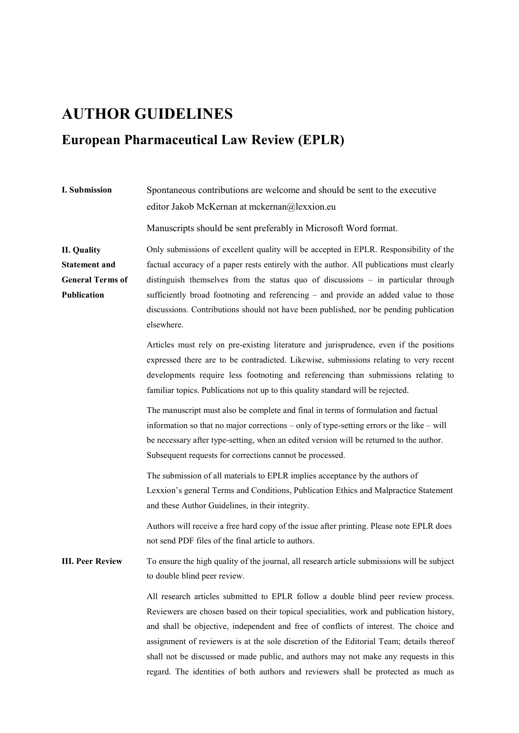# AUTHOR GUIDELINES

## European Pharmaceutical Law Review (EPLR)

### I. Submission

Spontaneous contributions are welcome and should be sent to the executive editor Jakob McKernan at mckernan@lexxion.eu

Manuscripts should be sent preferably in Microsoft Word format.

### II. Quality Statement and General Terms of Publication

Only submissions of excellent quality will be accepted in EPLR. Responsibility of the factual accuracy of a paper rests entirely with the author. All publications must clearly distinguish themselves from the status quo of discussions – in particular through sufficiently broad footnoting and referencing – and provide an added value to those discussions. Contributions should not have been published, nor be pending publication elsewhere.

Articles must rely on pre-existing literature and jurisprudence, even if the positions expressed there are to be contradicted. Likewise, submissions relating to very recent developments require less footnoting and referencing than submissions relating to familiar topics. Publications not up to this quality standard will be rejected.

The manuscript must also be complete and final in terms of formulation and factual information so that no major corrections – only of type-setting errors or the like – will be necessary after type-setting, when an edited version will be returned to the author. Subsequent requests for corrections cannot be processed.

The submission of all materials to EPLR implies acceptance by the authors of Lexxion's general Terms and Conditions, Publication Ethics and Malpractice Statement and these Author Guidelines, in their integrity.

Authors will receive a free hard copy of the issue after printing. Please note EPLR does not send PDF files of the final article to authors.

### III. Peer Review

To ensure the high quality of the journal, all research article submissions will be subject to double blind peer review.

All research articles submitted to EPLR follow a double blind peer review process. Reviewers are chosen based on their topical specialities, work and publication history, and shall be objective, independent and free of conflicts of interest. The choice and assignment of reviewers is at the sole discretion of the Editorial Team; details thereof shall not be discussed or made public, and authors may not make any requests in this regard. The identities of both authors and reviewers shall be protected as much as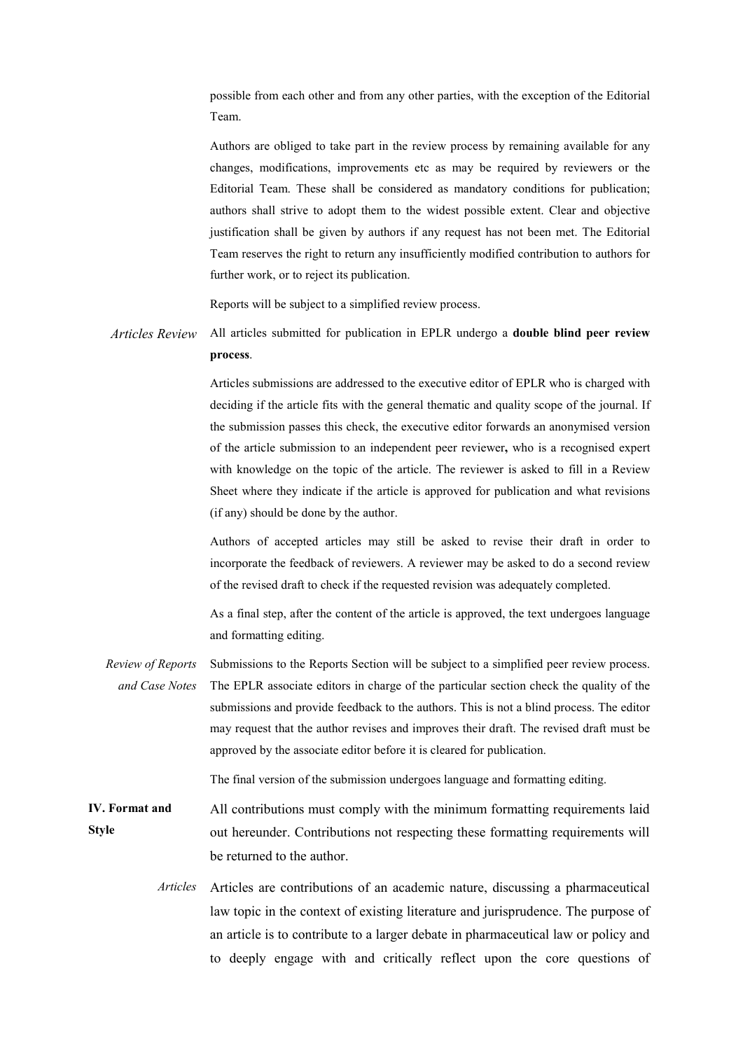possible from each other and from any other parties, with the exception of the Editorial Team.

Authors are obliged to take part in the review process by remaining available for any changes, modifications, improvements etc as may be required by reviewers or the Editorial Team. These shall be considered as mandatory conditions for publication; authors shall strive to adopt them to the widest possible extent. Clear and objective justification shall be given by authors if any request has not been met. The Editorial Team reserves the right to return any insufficiently modified contribution to authors for further work, or to reject its publication.

Reports will be subject to a simplified review process.

*Articles Review*

All articles submitted for publication in EPLR undergo a **double blind peer review process**.

Articles submissions are addressed to the executive editor of EPLR who is charged with deciding if the article fits with the general thematic and quality scope of the journal. If the submission passes this check, the executive editor forwards an anonymised version of the article submission to an independent peer reviewer**,** who is a recognised expert with knowledge on the topic of the article. The reviewer is asked to fill in a Review Sheet where they indicate if the article is approved for publication and what revisions (if any) should be done by the author.

Authors of accepted articles may still be asked to revise their draft in order to incorporate the feedback of reviewers. A reviewer may be asked to do a second review of the revised draft to check if the requested revision was adequately completed.

As a final step, after the content of the article is approved, the text undergoes language and formatting editing.

*Review of Reports and Case Notes*

Submissions to the Reports Section will be subject to a simplified peer review process. The EPLR associate editors in charge of the particular section check the quality of the submissions and provide feedback to the authors. This is not a blind process. The editor may request that the author revises and improves their draft. The revised draft must be approved by the associate editor before it is cleared for publication.

The final version of the submission undergoes language and formatting editing.

## IV. Format and Style

All contributions must comply with the minimum formatting requirements laid out hereunder. Contributions not respecting these formatting requirements will be returned to the author.

*Articles*

Articles are contributions of an academic nature, discussing a pharmaceutical law topic in the context of existing literature and jurisprudence. The purpose of an article is to contribute to a larger debate in pharmaceutical law or policy and to deeply engage with and critically reflect upon the core questions of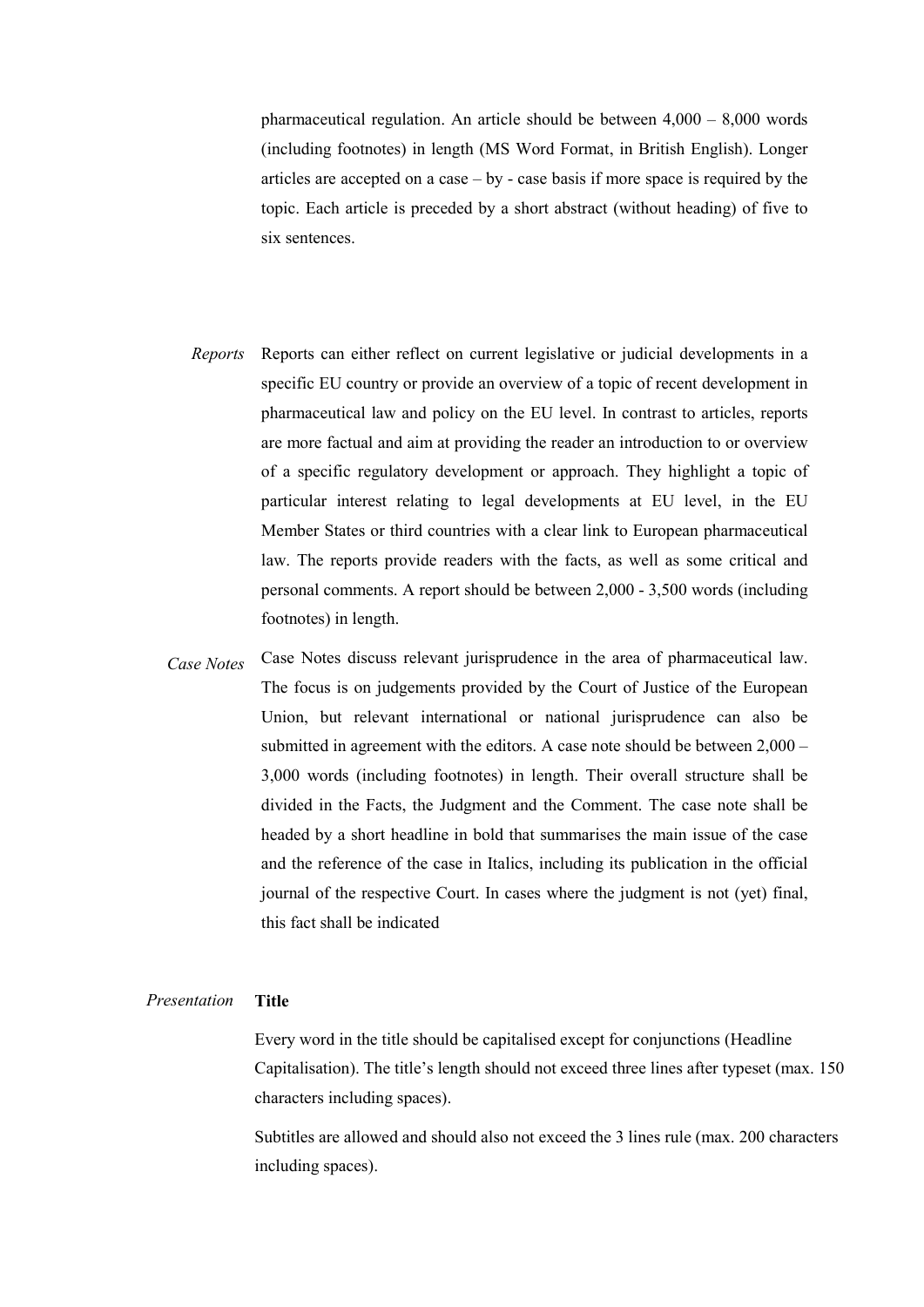pharmaceutical regulation. An article should be between 4,000 – 8,000 words (including footnotes) in length (MS Word Format, in British English). Longer articles are accepted on a case – by - case basis if more space is required by the topic. Each article is preceded by a short abstract (without heading) of five to six sentences.

*Reports* Reports can either reflect on current legislative or judicial developments in a specific EU country or provide an overview of a topic of recent development in pharmaceutical law and policy on the EU level. In contrast to articles, reports are more factual and aim at providing the reader an introduction to or overview of a specific regulatory development or approach. They highlight a topic of particular interest relating to legal developments at EU level, in the EU Member States or third countries with a clear link to European pharmaceutical law. The reports provide readers with the facts, as well as some critical and personal comments. A report should be between 2,000 - 3,500 words (including footnotes) in length.

*Case Notes* Case Notes discuss relevant jurisprudence in the area of pharmaceutical law. The focus is on judgements provided by the Court of Justice of the European Union, but relevant international or national jurisprudence can also be submitted in agreement with the editors. A case note should be between 2,000 – 3,000 words (including footnotes) in length. Their overall structure shall be divided in the Facts, the Judgment and the Comment. The case note shall be headed by a short headline in bold that summarises the main issue of the case and the reference of the case in Italics, including its publication in the official journal of the respective Court. In cases where the judgment is not (yet) final, this fact shall be indicated

*Presentation* **Title**

Every word in the title should be capitalised except for conjunctions (Headline Capitalisation). The title's length should not exceed three lines after typeset (max. 150 characters including spaces).

Subtitles are allowed and should also not exceed the 3 lines rule (max. 200 characters including spaces).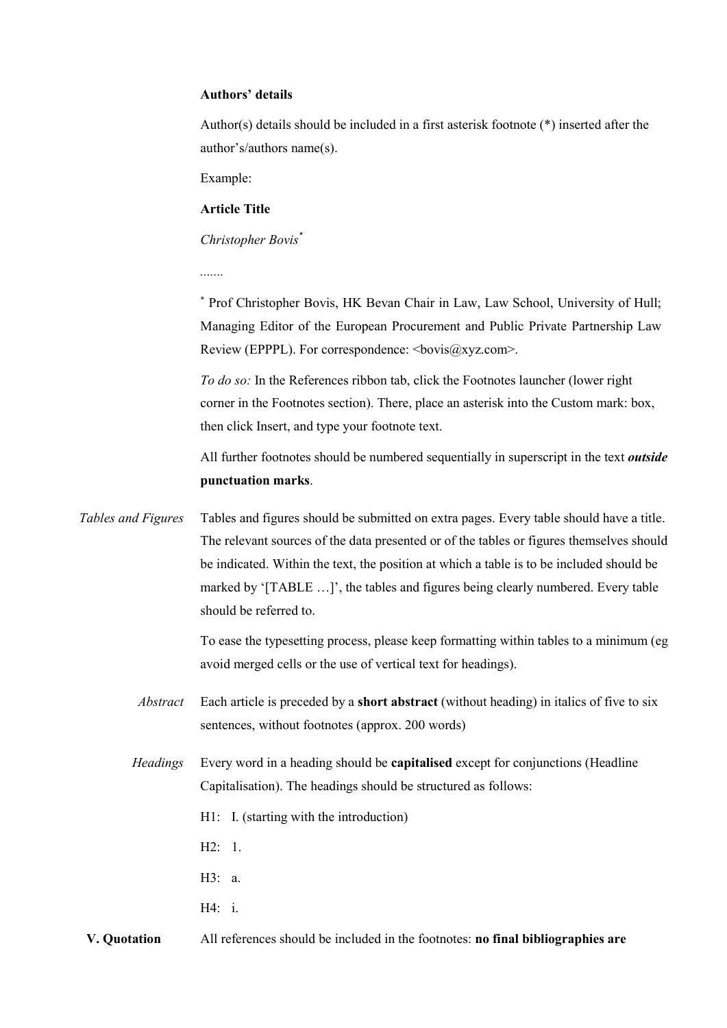**Authors' details**

Author(s) details should be included in a first asterisk footnote (*) inserted after the author's/authors name(s).

Example:

**Article Title**

*Christopher Bovis*[*]

.......

[*] Prof Christopher Bovis, HK Bevan Chair in Law, Law School, University of Hull; Managing Editor of the European Procurement and Public Private Partnership Law Review (EPPPL). For correspondence: <bovis@xyz.com>.

*To do so:* In the References ribbon tab, click the Footnotes launcher (lower right corner in the Footnotes section). There, place an asterisk into the Custom mark: box, then click Insert, and type your footnote text.

All further footnotes should be numbered sequentially in superscript in the text ***outside* punctuation marks**.

*Tables and Figures*

Tables and figures should be submitted on extra pages. Every table should have a title. The relevant sources of the data presented or of the tables or figures themselves should be indicated. Within the text, the position at which a table is to be included should be marked by '[TABLE …]', the tables and figures being clearly numbered. Every table should be referred to.

To ease the typesetting process, please keep formatting within tables to a minimum (eg avoid merged cells or the use of vertical text for headings).

*Abstract*

Each article is preceded by a **short abstract** (without heading) in italics of five to six sentences, without footnotes (approx. 200 words)

*Headings*

Every word in a heading should be **capitalised** except for conjunctions (Headline Capitalisation). The headings should be structured as follows:

H1: I. (starting with the introduction)

H2: 1.

H3: a.

H4: i.

## V. Quotation

All references should be included in the footnotes: **no final bibliographies are**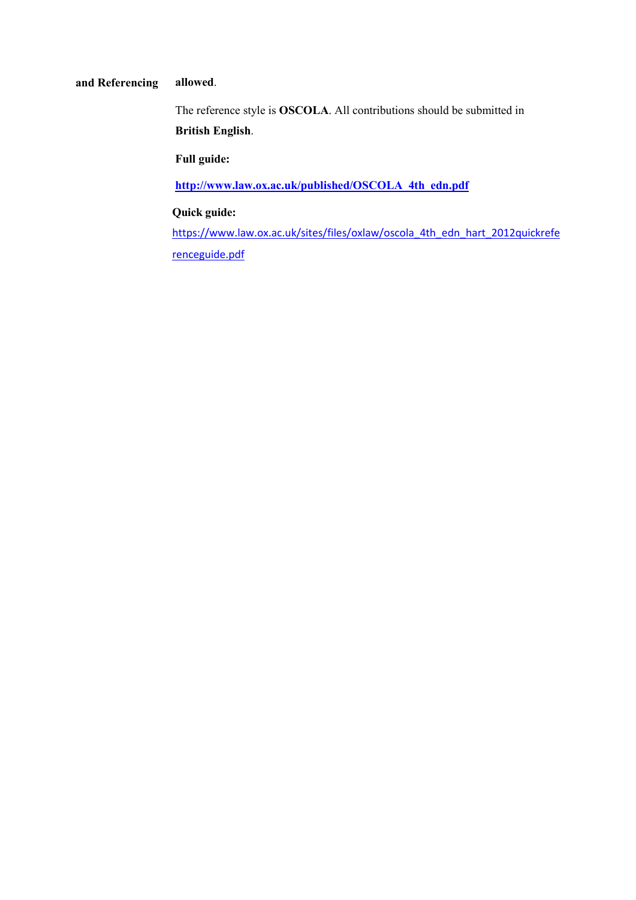| | |
|---|---|
| **and Referencing** | **allowed**. |
| | The reference style is **OSCOLA**. All contributions should be submitted in **British English**. |
| | **Full guide:** |
| | **http://www.law.ox.ac.uk/published/OSCOLA_4th_edn.pdf** |
| | **Quick guide:** |
| | https://www.law.ox.ac.uk/sites/files/oxlaw/oscola_4th_edn_hart_2012quickreferenceguide.pdf |